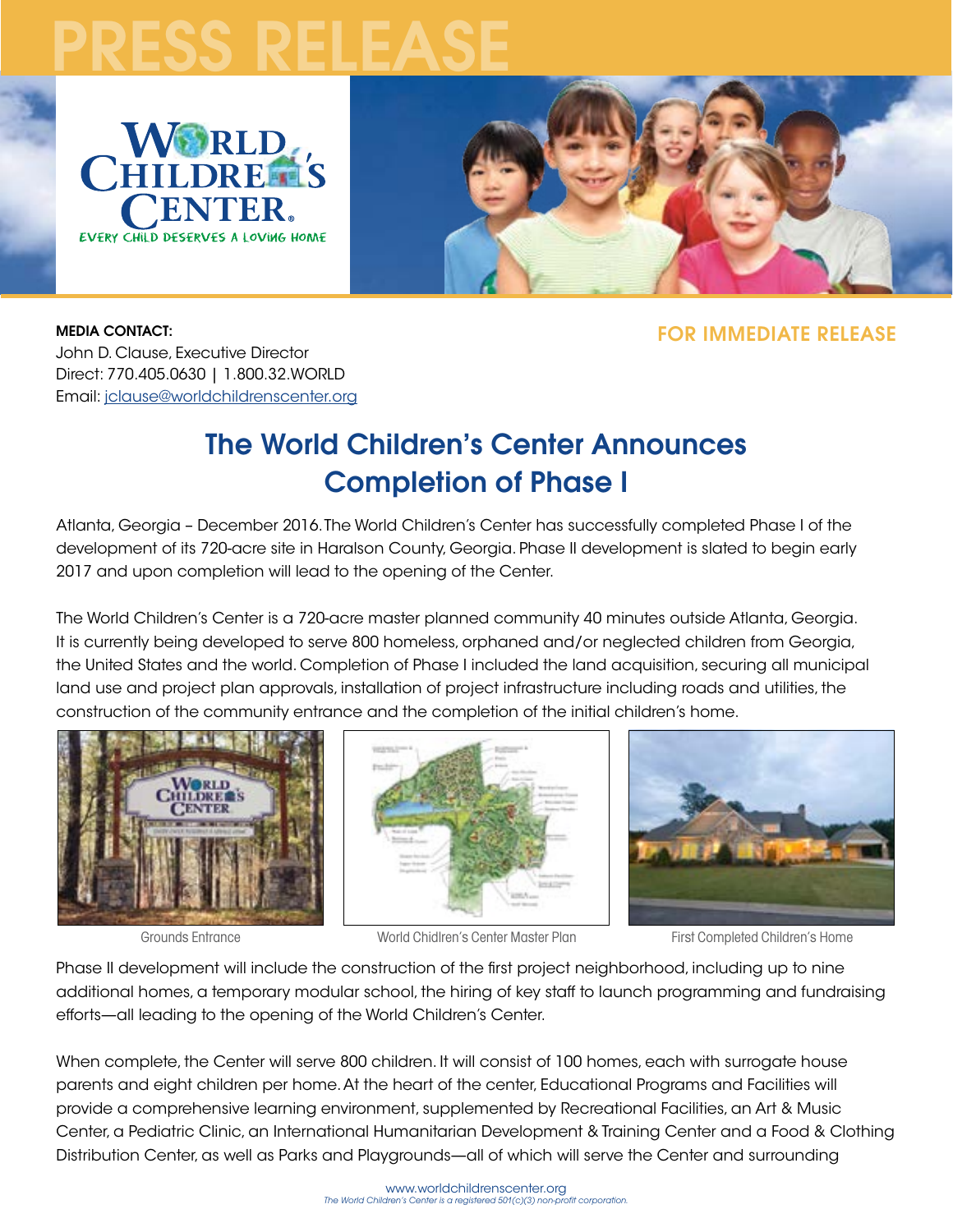# PRESS RELEASE

WORLD CHILDREN'S CENTER

EVERY CHILD DESERVES A LOVING HOME

**MEDIA CONTACT:**
John D. Clause, Executive Director
Direct: 770.405.0630 | 1.800.32.WORLD
Email: jclause@worldchildrenscenter.org

**FOR IMMEDIATE RELEASE**

## The World Children's Center Announces Completion of Phase I

Atlanta, Georgia – December 2016. The World Children's Center has successfully completed Phase I of the development of its 720-acre site in Haralson County, Georgia. Phase II development is slated to begin early 2017 and upon completion will lead to the opening of the Center.

The World Children's Center is a 720-acre master planned community 40 minutes outside Atlanta, Georgia. It is currently being developed to serve 800 homeless, orphaned and/or neglected children from Georgia, the United States and the world. Completion of Phase I included the land acquisition, securing all municipal land use and project plan approvals, installation of project infrastructure including roads and utilities, the construction of the community entrance and the completion of the initial children's home.

Grounds Entrance

World Chidlren's Center Master Plan

First Completed Children's Home

Phase II development will include the construction of the first project neighborhood, including up to nine additional homes, a temporary modular school, the hiring of key staff to launch programming and fundraising efforts—all leading to the opening of the World Children's Center.

When complete, the Center will serve 800 children. It will consist of 100 homes, each with surrogate house parents and eight children per home. At the heart of the center, Educational Programs and Facilities will provide a comprehensive learning environment, supplemented by Recreational Facilities, an Art & Music Center, a Pediatric Clinic, an International Humanitarian Development & Training Center and a Food & Clothing Distribution Center, as well as Parks and Playgrounds—all of which will serve the Center and surrounding

www.worldchildrenscenter.org
*The World Children's Center is a registered 501(c)(3) non-profit corporation.*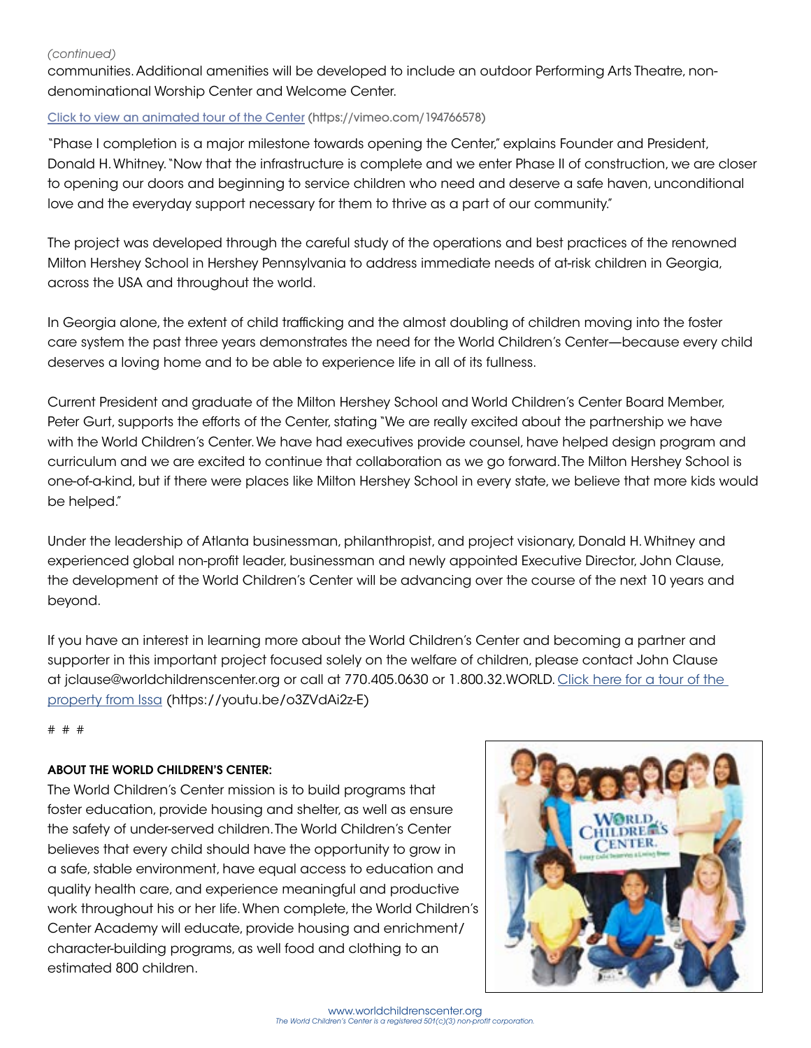*(continued)*

communities. Additional amenities will be developed to include an outdoor Performing Arts Theatre, non-denominational Worship Center and Welcome Center.

[Click to view an animated tour of the Center](https://vimeo.com/194766578) (https://vimeo.com/194766578)

"Phase I completion is a major milestone towards opening the Center," explains Founder and President, Donald H. Whitney. "Now that the infrastructure is complete and we enter Phase II of construction, we are closer to opening our doors and beginning to service children who need and deserve a safe haven, unconditional love and the everyday support necessary for them to thrive as a part of our community."

The project was developed through the careful study of the operations and best practices of the renowned Milton Hershey School in Hershey Pennsylvania to address immediate needs of at-risk children in Georgia, across the USA and throughout the world.

In Georgia alone, the extent of child trafficking and the almost doubling of children moving into the foster care system the past three years demonstrates the need for the World Children's Center—because every child deserves a loving home and to be able to experience life in all of its fullness.

Current President and graduate of the Milton Hershey School and World Children's Center Board Member, Peter Gurt, supports the efforts of the Center, stating "We are really excited about the partnership we have with the World Children's Center. We have had executives provide counsel, have helped design program and curriculum and we are excited to continue that collaboration as we go forward. The Milton Hershey School is one-of-a-kind, but if there were places like Milton Hershey School in every state, we believe that more kids would be helped."

Under the leadership of Atlanta businessman, philanthropist, and project visionary, Donald H. Whitney and experienced global non-profit leader, businessman and newly appointed Executive Director, John Clause, the development of the World Children's Center will be advancing over the course of the next 10 years and beyond.

If you have an interest in learning more about the World Children's Center and becoming a partner and supporter in this important project focused solely on the welfare of children, please contact John Clause at jclause@worldchildrenscenter.org or call at 770.405.0630 or 1.800.32.WORLD. [Click here for a tour of the property from Issa](https://youtu.be/o3ZVdAi2z-E) (https://youtu.be/o3ZVdAi2z-E)

# # #

**ABOUT THE WORLD CHILDREN'S CENTER:**

The World Children's Center mission is to build programs that foster education, provide housing and shelter, as well as ensure the safety of under-served children. The World Children's Center believes that every child should have the opportunity to grow in a safe, stable environment, have equal access to education and quality health care, and experience meaningful and productive work throughout his or her life. When complete, the World Children's Center Academy will educate, provide housing and enrichment/ character-building programs, as well food and clothing to an estimated 800 children.

www.worldchildrenscenter.org

*The World Children's Center is a registered 501(c)(3) non-profit corporation.*